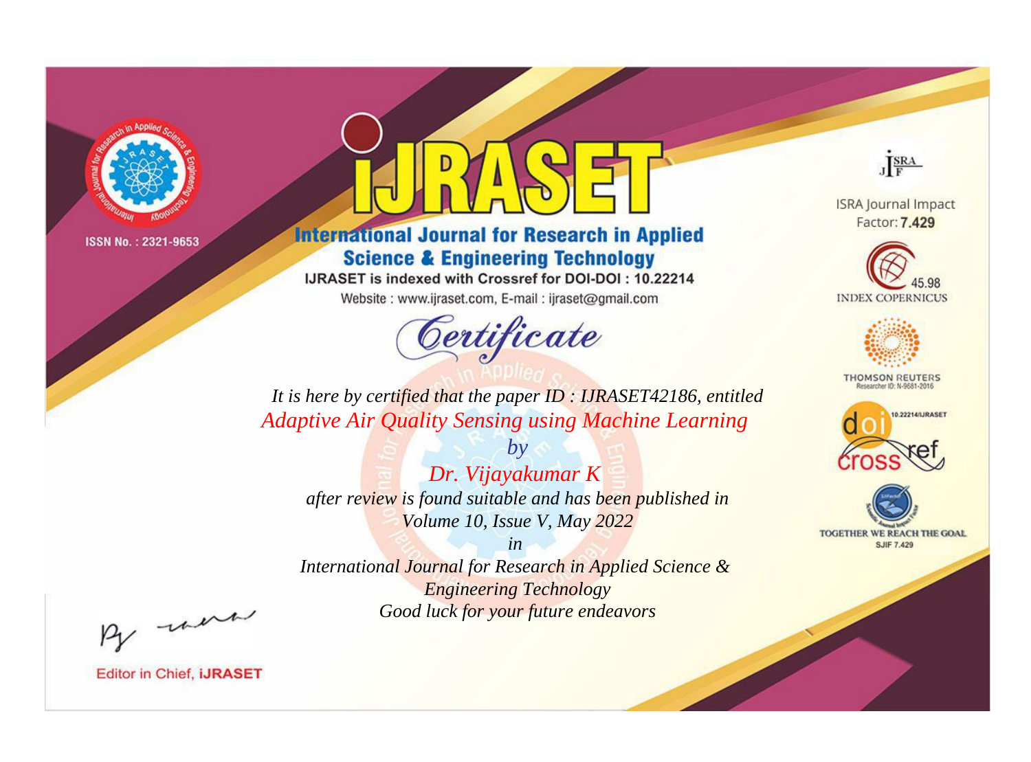ISSN No. : 2321-9653

# IJRASET

## International Journal for Research in Applied Science & Engineering Technology

IJRASET is indexed with Crossref for DOI-DOI : 10.22214

Website : www.ijraset.com, E-mail : ijraset@gmail.com

ISRA Journal Impact Factor: **7.429**

45.98 INDEX COPERNICUS

THOMSON REUTERS Researcher ID: N-9681-2016

10.22214/IJRASET

TOGETHER WE REACH THE GOAL SJIF 7.429

## Certificate

*It is here by certified that the paper ID : IJRASET42186, entitled*

*Adaptive Air Quality Sensing using Machine Learning*

*by*

*Dr. Vijayakumar K*

*after review is found suitable and has been published in*

*Volume 10, Issue V, May 2022*

*in*

*International Journal for Research in Applied Science & Engineering Technology*

*Good luck for your future endeavors*

Editor in Chief, **iJRASET**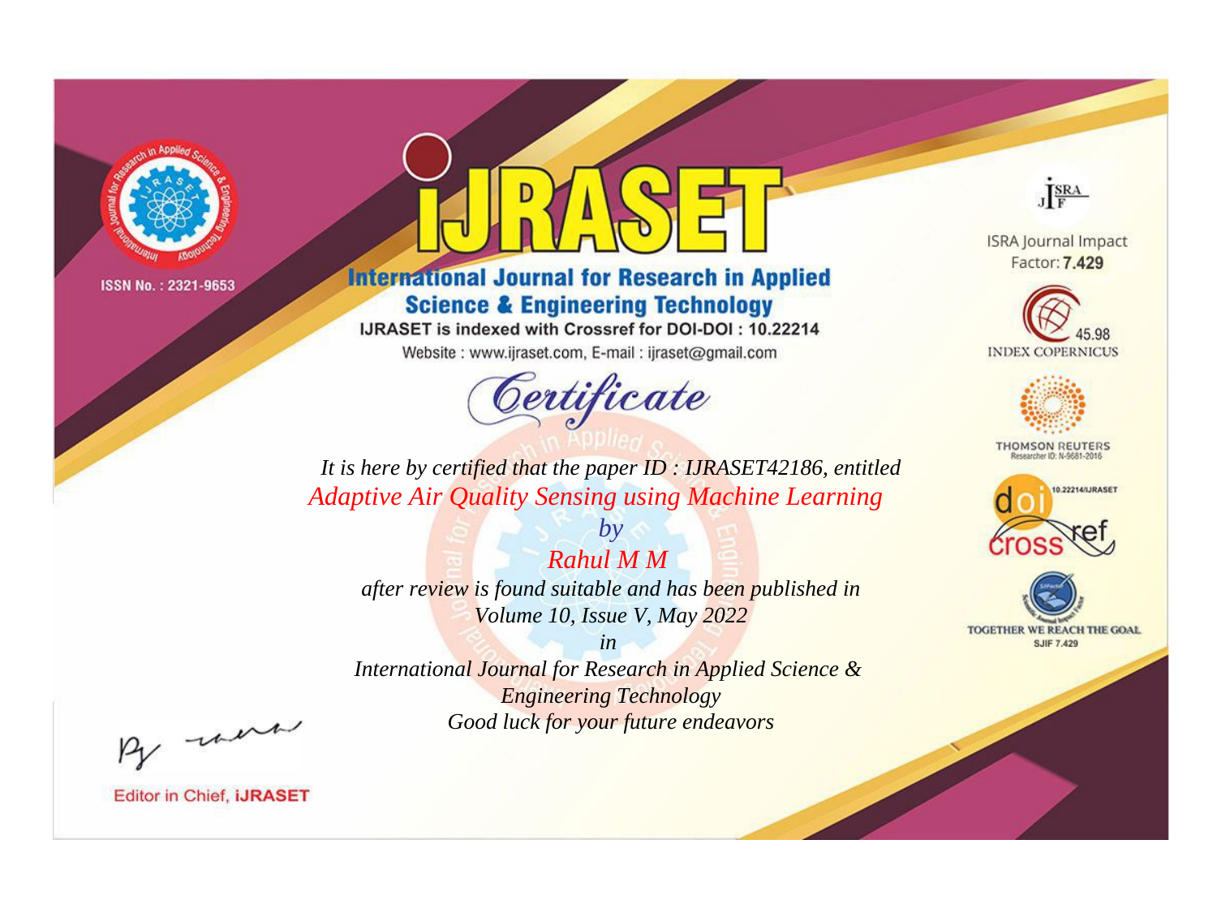ISSN No. : 2321-9653

# IJRASET

## International Journal for Research in Applied Science & Engineering Technology

IJRASET is indexed with Crossref for DOI-DOI : 10.22214

Website : www.ijraset.com, E-mail : ijraset@gmail.com

ISRA Journal Impact Factor: **7.429**

45.98 INDEX COPERNICUS

THOMSON REUTERS Researcher ID: N-9681-2016

10.22214/IJRASET

TOGETHER WE REACH THE GOAL SJIF 7.429

# *Certificate*

*It is here by certified that the paper ID : IJRASET42186, entitled*

*Adaptive Air Quality Sensing using Machine Learning*

*by*

*Rahul M M*

*after review is found suitable and has been published in*

*Volume 10, Issue V, May 2022*

*in*

*International Journal for Research in Applied Science & Engineering Technology*

*Good luck for your future endeavors*

Editor in Chief, **iJRASET**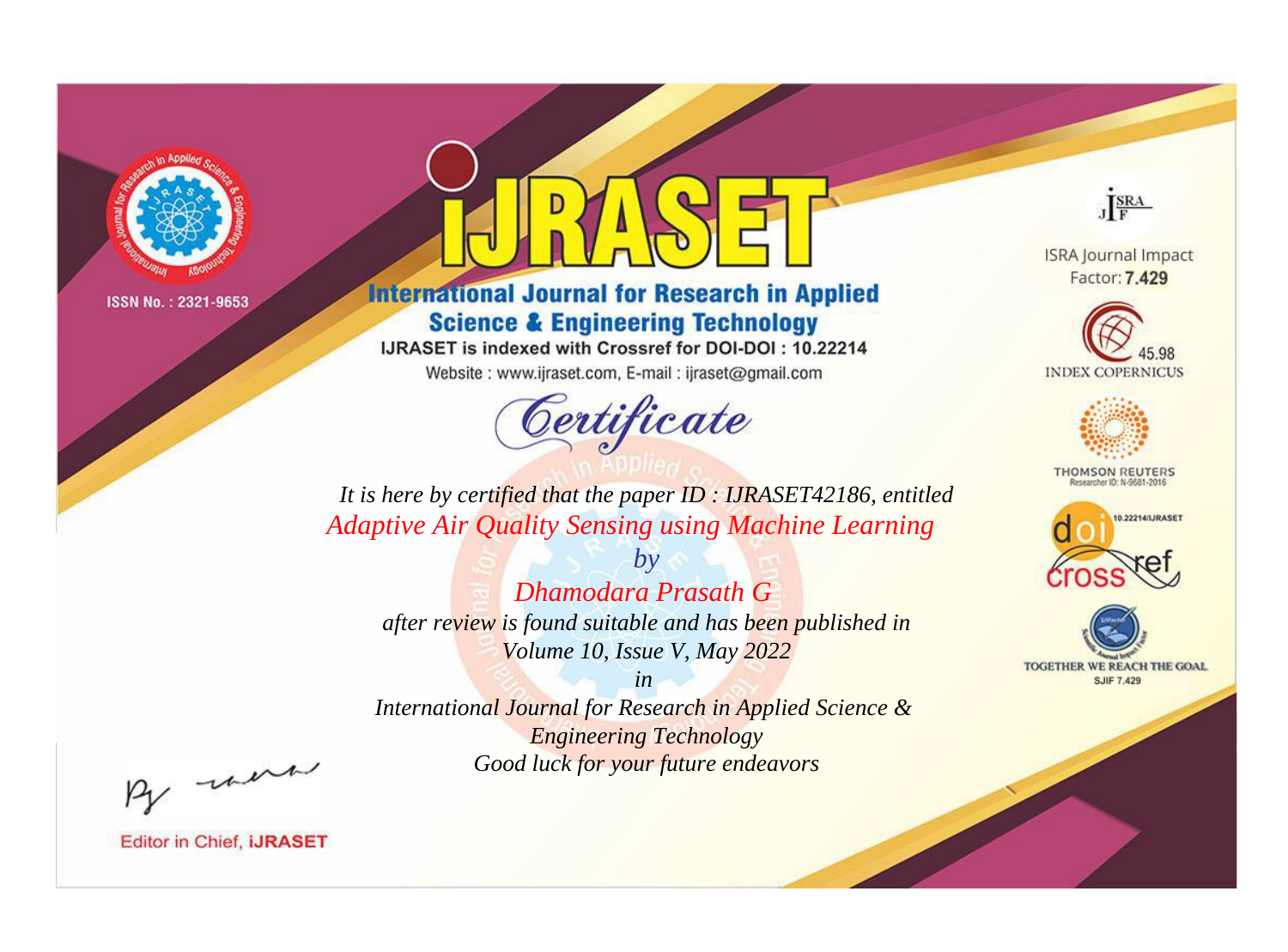ISSN No. : 2321-9653

# iJRASET

## International Journal for Research in Applied Science & Engineering Technology

IJRASET is indexed with Crossref for DOI-DOI : 10.22214

Website : www.ijraset.com, E-mail : ijraset@gmail.com

ISRA Journal Impact Factor: **7.429**

45.98 INDEX COPERNICUS

THOMSON REUTERS Researcher ID: N-9681-2016

10.22214/IJRASET

TOGETHER WE REACH THE GOAL SJIF 7.429

# Certificate

*It is here by certified that the paper ID : IJRASET42186, entitled*

*Adaptive Air Quality Sensing using Machine Learning*

*by*

*Dhamodara Prasath G*

*after review is found suitable and has been published in*

*Volume 10, Issue V, May 2022*

*in*

*International Journal for Research in Applied Science & Engineering Technology*

*Good luck for your future endeavors*

Editor in Chief, iJRASET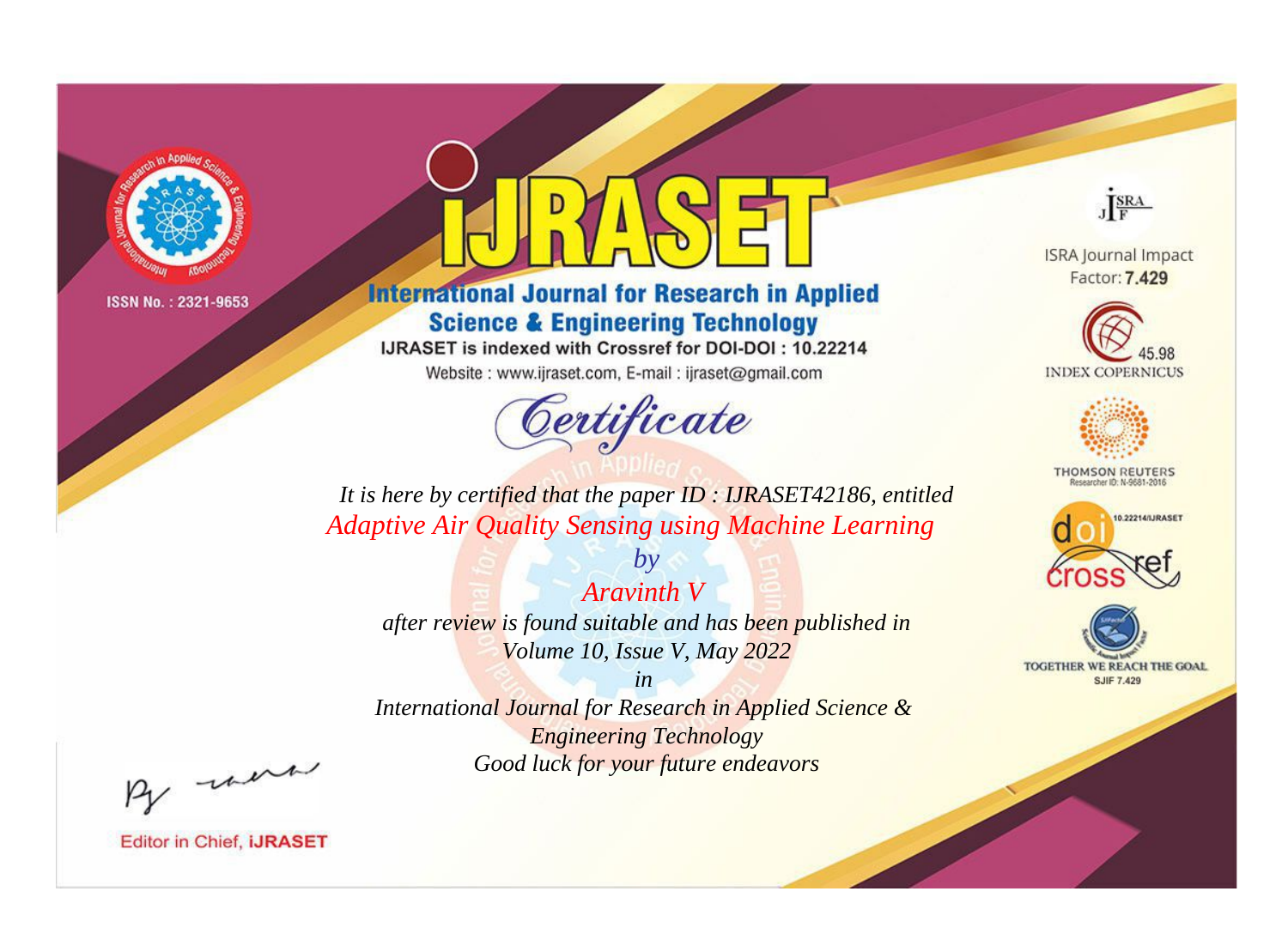ISSN No. : 2321-9653

# iJRASET

## International Journal for Research in Applied Science & Engineering Technology

IJRASET is indexed with Crossref for DOI-DOI : 10.22214

Website : www.ijraset.com, E-mail : ijraset@gmail.com

*Certificate*

*It is here by certified that the paper ID : IJRASET42186, entitled*

*Adaptive Air Quality Sensing using Machine Learning*

*by*

*Aravinth V*

*after review is found suitable and has been published in*

*Volume 10, Issue V, May 2022*

*in*

*International Journal for Research in Applied Science & Engineering Technology*

*Good luck for your future endeavors*

ISRA Journal Impact Factor: **7.429**

45.98 INDEX COPERNICUS

THOMSON REUTERS Researcher ID: N-9681-2016

10.22214/IJRASET

TOGETHER WE REACH THE GOAL SJIF 7.429

Editor in Chief, **iJRASET**